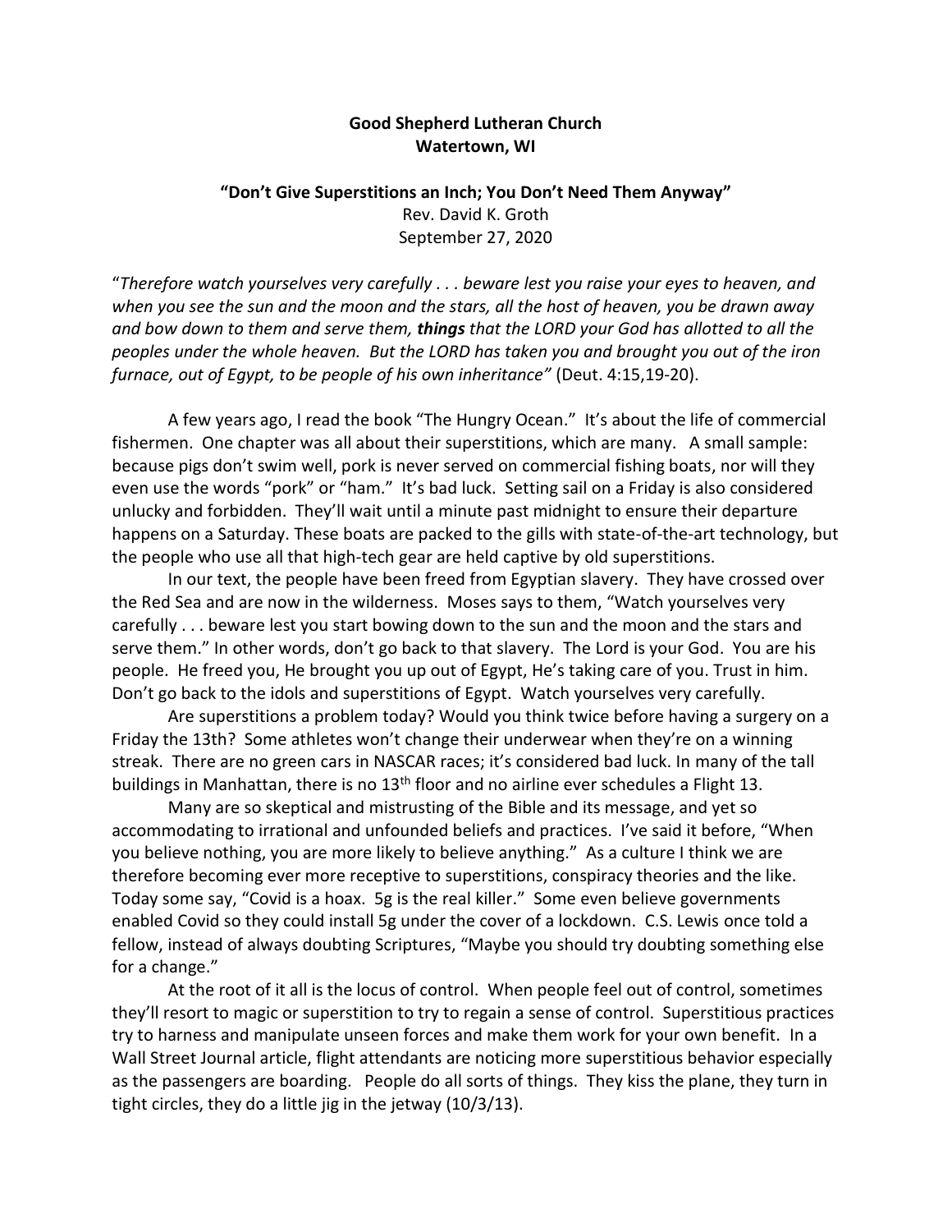**Good Shepherd Lutheran Church**
**Watertown, WI**

**"Don't Give Superstitions an Inch; You Don't Need Them Anyway"**
Rev. David K. Groth
September 27, 2020

"*Therefore watch yourselves very carefully . . . beware lest you raise your eyes to heaven, and when you see the sun and the moon and the stars, all the host of heaven, you be drawn away and bow down to them and serve them, **things** that the LORD your God has allotted to all the peoples under the whole heaven. But the LORD has taken you and brought you out of the iron furnace, out of Egypt, to be people of his own inheritance"* (Deut. 4:15,19-20).

A few years ago, I read the book "The Hungry Ocean." It's about the life of commercial fishermen. One chapter was all about their superstitions, which are many. A small sample: because pigs don't swim well, pork is never served on commercial fishing boats, nor will they even use the words "pork" or "ham." It's bad luck. Setting sail on a Friday is also considered unlucky and forbidden. They'll wait until a minute past midnight to ensure their departure happens on a Saturday. These boats are packed to the gills with state-of-the-art technology, but the people who use all that high-tech gear are held captive by old superstitions.

In our text, the people have been freed from Egyptian slavery. They have crossed over the Red Sea and are now in the wilderness. Moses says to them, "Watch yourselves very carefully . . . beware lest you start bowing down to the sun and the moon and the stars and serve them." In other words, don't go back to that slavery. The Lord is your God. You are his people. He freed you, He brought you up out of Egypt, He's taking care of you. Trust in him. Don't go back to the idols and superstitions of Egypt. Watch yourselves very carefully.

Are superstitions a problem today? Would you think twice before having a surgery on a Friday the 13th? Some athletes won't change their underwear when they're on a winning streak. There are no green cars in NASCAR races; it's considered bad luck. In many of the tall buildings in Manhattan, there is no 13th floor and no airline ever schedules a Flight 13.

Many are so skeptical and mistrusting of the Bible and its message, and yet so accommodating to irrational and unfounded beliefs and practices. I've said it before, "When you believe nothing, you are more likely to believe anything." As a culture I think we are therefore becoming ever more receptive to superstitions, conspiracy theories and the like. Today some say, "Covid is a hoax. 5g is the real killer." Some even believe governments enabled Covid so they could install 5g under the cover of a lockdown. C.S. Lewis once told a fellow, instead of always doubting Scriptures, "Maybe you should try doubting something else for a change."

At the root of it all is the locus of control. When people feel out of control, sometimes they'll resort to magic or superstition to try to regain a sense of control. Superstitious practices try to harness and manipulate unseen forces and make them work for your own benefit. In a Wall Street Journal article, flight attendants are noticing more superstitious behavior especially as the passengers are boarding. People do all sorts of things. They kiss the plane, they turn in tight circles, they do a little jig in the jetway (10/3/13).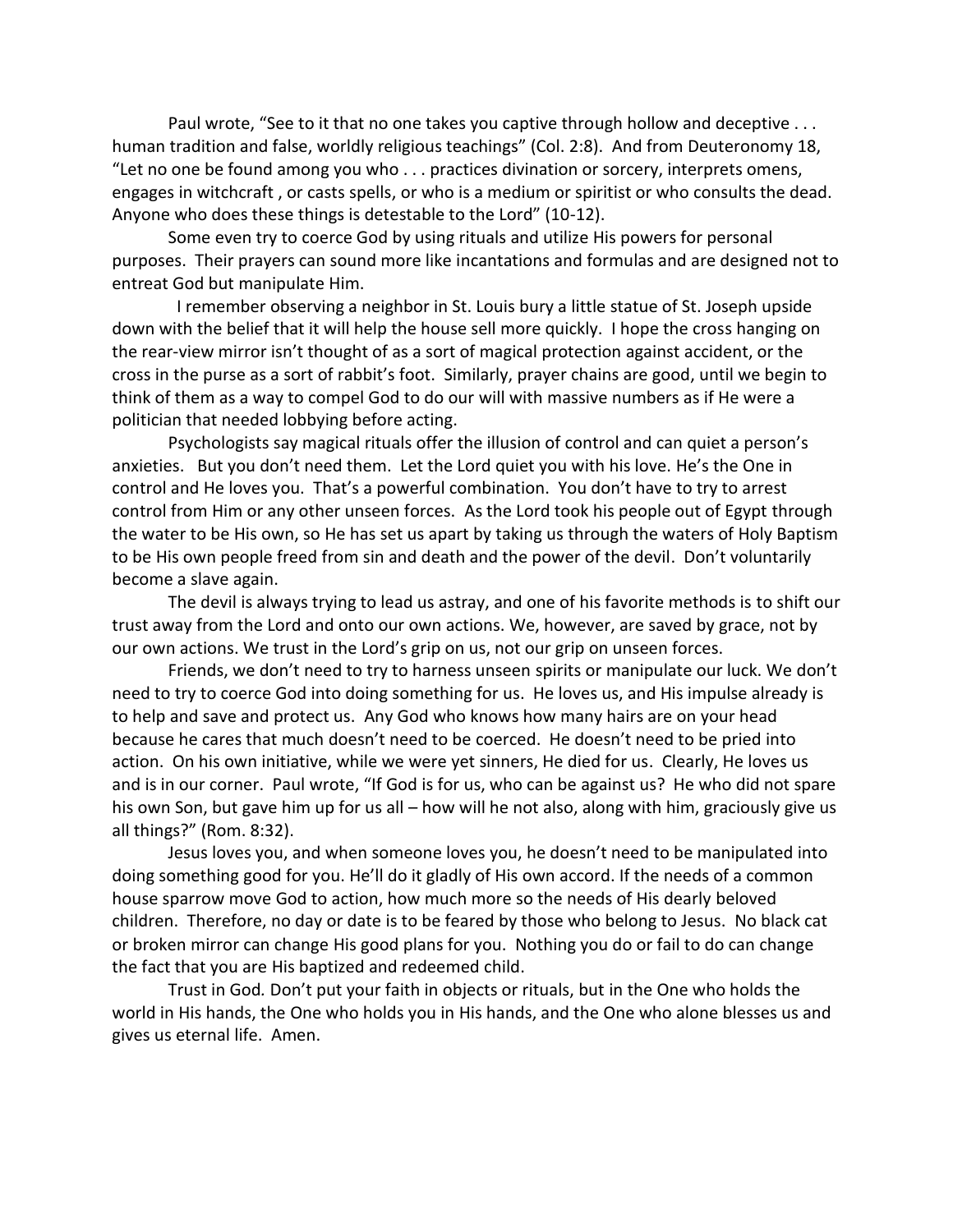Paul wrote, “See to it that no one takes you captive through hollow and deceptive . . . human tradition and false, worldly religious teachings” (Col. 2:8). And from Deuteronomy 18, “Let no one be found among you who . . . practices divination or sorcery, interprets omens, engages in witchcraft , or casts spells, or who is a medium or spiritist or who consults the dead. Anyone who does these things is detestable to the Lord” (10-12).

Some even try to coerce God by using rituals and utilize His powers for personal purposes. Their prayers can sound more like incantations and formulas and are designed not to entreat God but manipulate Him.

I remember observing a neighbor in St. Louis bury a little statue of St. Joseph upside down with the belief that it will help the house sell more quickly. I hope the cross hanging on the rear-view mirror isn’t thought of as a sort of magical protection against accident, or the cross in the purse as a sort of rabbit’s foot. Similarly, prayer chains are good, until we begin to think of them as a way to compel God to do our will with massive numbers as if He were a politician that needed lobbying before acting.

Psychologists say magical rituals offer the illusion of control and can quiet a person’s anxieties. But you don’t need them. Let the Lord quiet you with his love. He’s the One in control and He loves you. That’s a powerful combination. You don’t have to try to arrest control from Him or any other unseen forces. As the Lord took his people out of Egypt through the water to be His own, so He has set us apart by taking us through the waters of Holy Baptism to be His own people freed from sin and death and the power of the devil. Don’t voluntarily become a slave again.

The devil is always trying to lead us astray, and one of his favorite methods is to shift our trust away from the Lord and onto our own actions. We, however, are saved by grace, not by our own actions. We trust in the Lord’s grip on us, not our grip on unseen forces.

Friends, we don’t need to try to harness unseen spirits or manipulate our luck. We don’t need to try to coerce God into doing something for us. He loves us, and His impulse already is to help and save and protect us. Any God who knows how many hairs are on your head because he cares that much doesn’t need to be coerced. He doesn’t need to be pried into action. On his own initiative, while we were yet sinners, He died for us. Clearly, He loves us and is in our corner. Paul wrote, “If God is for us, who can be against us? He who did not spare his own Son, but gave him up for us all – how will he not also, along with him, graciously give us all things?” (Rom. 8:32).

Jesus loves you, and when someone loves you, he doesn’t need to be manipulated into doing something good for you. He’ll do it gladly of His own accord. If the needs of a common house sparrow move God to action, how much more so the needs of His dearly beloved children. Therefore, no day or date is to be feared by those who belong to Jesus. No black cat or broken mirror can change His good plans for you. Nothing you do or fail to do can change the fact that you are His baptized and redeemed child.

Trust in God. Don’t put your faith in objects or rituals, but in the One who holds the world in His hands, the One who holds you in His hands, and the One who alone blesses us and gives us eternal life. Amen.